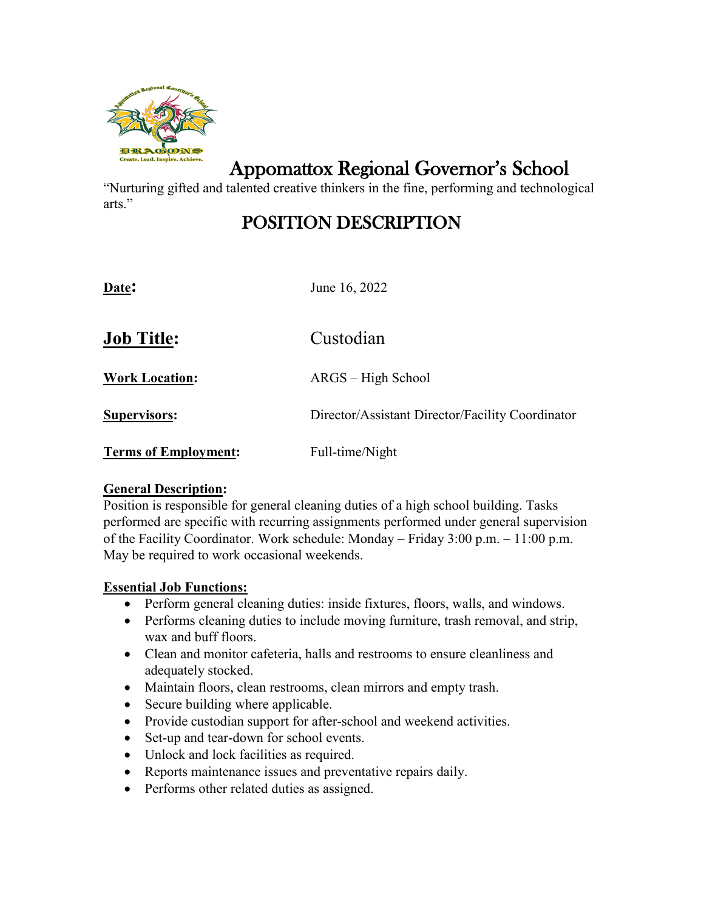# Appomattox Regional Governor's School

"Nurturing gifted and talented creative thinkers in the fine, performing and technological arts."

## POSITION DESCRIPTION

**Date:** June 16, 2022

**Job Title:** Custodian

**Work Location:** ARGS – High School

**Supervisors:** Director/Assistant Director/Facility Coordinator

**Terms of Employment:** Full-time/Night

**General Description:**
Position is responsible for general cleaning duties of a high school building. Tasks performed are specific with recurring assignments performed under general supervision of the Facility Coordinator. Work schedule: Monday – Friday 3:00 p.m. – 11:00 p.m. May be required to work occasional weekends.

**Essential Job Functions:**

- Perform general cleaning duties: inside fixtures, floors, walls, and windows.
- Performs cleaning duties to include moving furniture, trash removal, and strip, wax and buff floors.
- Clean and monitor cafeteria, halls and restrooms to ensure cleanliness and adequately stocked.
- Maintain floors, clean restrooms, clean mirrors and empty trash.
- Secure building where applicable.
- Provide custodian support for after-school and weekend activities.
- Set-up and tear-down for school events.
- Unlock and lock facilities as required.
- Reports maintenance issues and preventative repairs daily.
- Performs other related duties as assigned.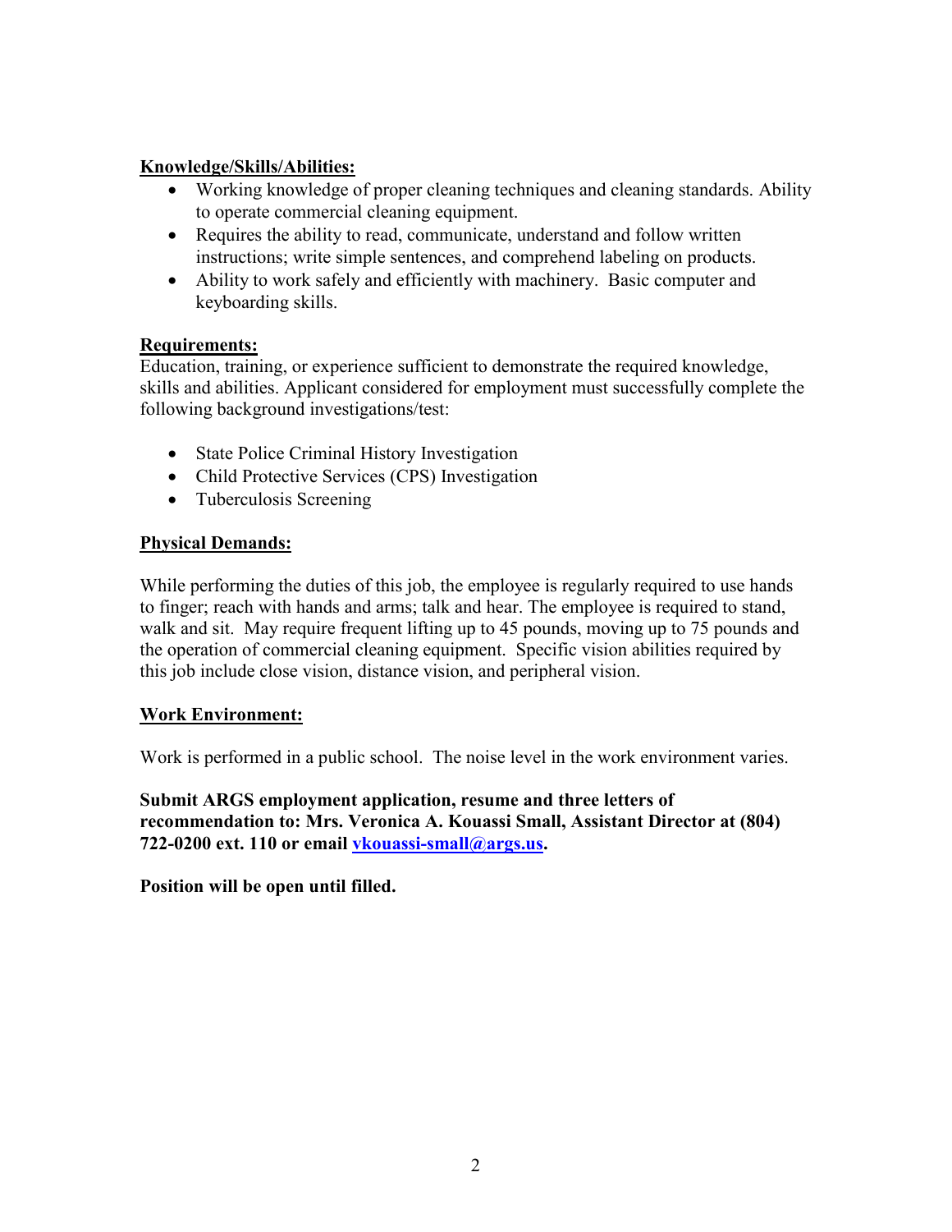**Knowledge/Skills/Abilities:**

- Working knowledge of proper cleaning techniques and cleaning standards. Ability to operate commercial cleaning equipment.
- Requires the ability to read, communicate, understand and follow written instructions; write simple sentences, and comprehend labeling on products.
- Ability to work safely and efficiently with machinery. Basic computer and keyboarding skills.

**Requirements:**

Education, training, or experience sufficient to demonstrate the required knowledge, skills and abilities. Applicant considered for employment must successfully complete the following background investigations/test:

- State Police Criminal History Investigation
- Child Protective Services (CPS) Investigation
- Tuberculosis Screening

**Physical Demands:**

While performing the duties of this job, the employee is regularly required to use hands to finger; reach with hands and arms; talk and hear. The employee is required to stand, walk and sit. May require frequent lifting up to 45 pounds, moving up to 75 pounds and the operation of commercial cleaning equipment. Specific vision abilities required by this job include close vision, distance vision, and peripheral vision.

**Work Environment:**

Work is performed in a public school. The noise level in the work environment varies.

**Submit ARGS employment application, resume and three letters of recommendation to: Mrs. Veronica A. Kouassi Small, Assistant Director at (804) 722-0200 ext. 110 or email vkouassi-small@args.us.**

**Position will be open until filled.**